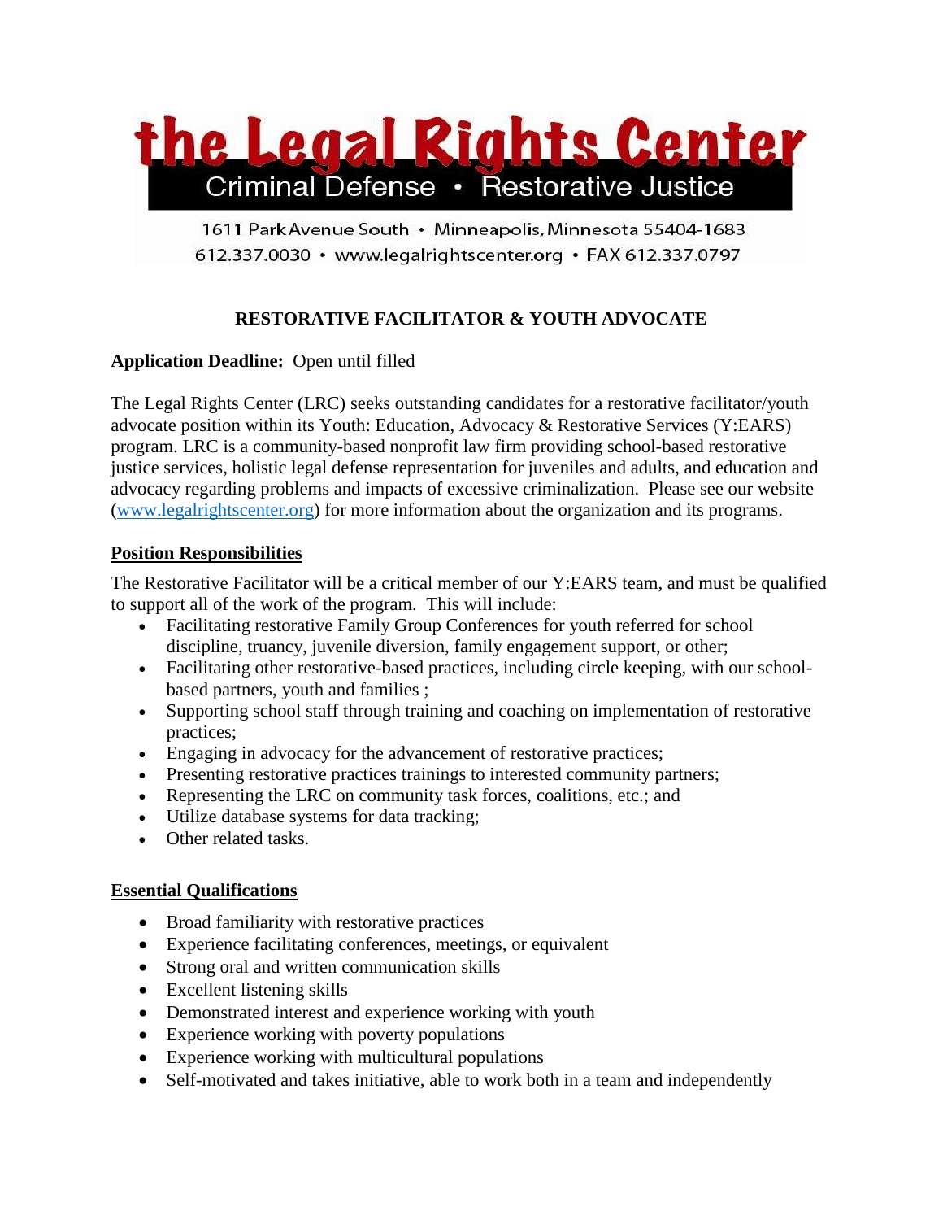# the Legal Rights Center

Criminal Defense • Restorative Justice

1611 Park Avenue South • Minneapolis, Minnesota 55404-1683
612.337.0030 • www.legalrightscenter.org • FAX 612.337.0797

## RESTORATIVE FACILITATOR & YOUTH ADVOCATE

**Application Deadline:** Open until filled

The Legal Rights Center (LRC) seeks outstanding candidates for a restorative facilitator/youth advocate position within its Youth: Education, Advocacy & Restorative Services (Y:EARS) program. LRC is a community-based nonprofit law firm providing school-based restorative justice services, holistic legal defense representation for juveniles and adults, and education and advocacy regarding problems and impacts of excessive criminalization. Please see our website (www.legalrightscenter.org) for more information about the organization and its programs.

### Position Responsibilities

The Restorative Facilitator will be a critical member of our Y:EARS team, and must be qualified to support all of the work of the program. This will include:

- Facilitating restorative Family Group Conferences for youth referred for school discipline, truancy, juvenile diversion, family engagement support, or other;
- Facilitating other restorative-based practices, including circle keeping, with our school-based partners, youth and families ;
- Supporting school staff through training and coaching on implementation of restorative practices;
- Engaging in advocacy for the advancement of restorative practices;
- Presenting restorative practices trainings to interested community partners;
- Representing the LRC on community task forces, coalitions, etc.; and
- Utilize database systems for data tracking;
- Other related tasks.

### Essential Qualifications

- Broad familiarity with restorative practices
- Experience facilitating conferences, meetings, or equivalent
- Strong oral and written communication skills
- Excellent listening skills
- Demonstrated interest and experience working with youth
- Experience working with poverty populations
- Experience working with multicultural populations
- Self-motivated and takes initiative, able to work both in a team and independently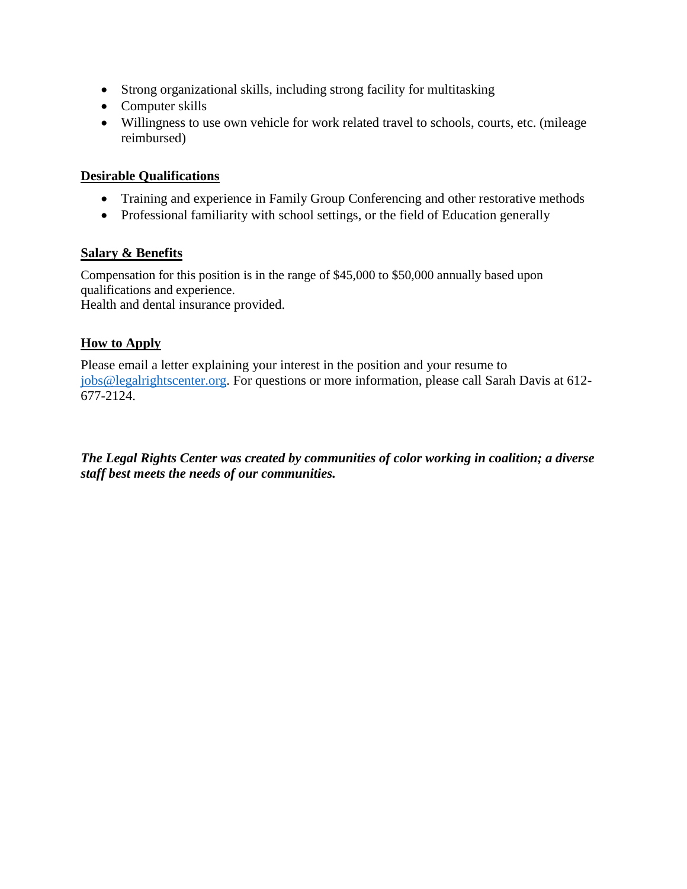- Strong organizational skills, including strong facility for multitasking
- Computer skills
- Willingness to use own vehicle for work related travel to schools, courts, etc. (mileage reimbursed)

## Desirable Qualifications

- Training and experience in Family Group Conferencing and other restorative methods
- Professional familiarity with school settings, or the field of Education generally

## Salary & Benefits

Compensation for this position is in the range of $45,000 to $50,000 annually based upon qualifications and experience.
Health and dental insurance provided.

## How to Apply

Please email a letter explaining your interest in the position and your resume to jobs@legalrightscenter.org. For questions or more information, please call Sarah Davis at 612-677-2124.

***The Legal Rights Center was created by communities of color working in coalition; a diverse staff best meets the needs of our communities.***